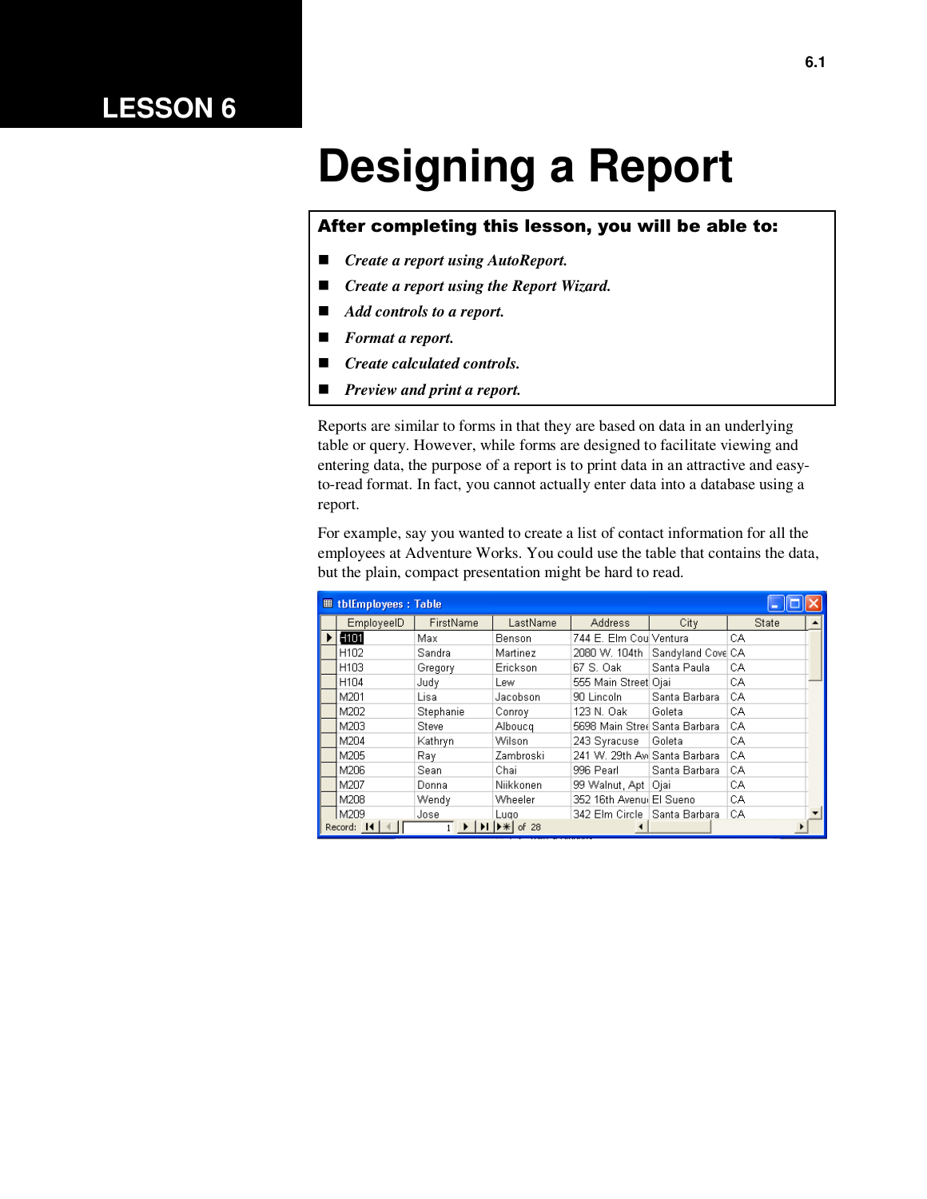# LESSON 6

# Designing a Report

**After completing this lesson, you will be able to:**

- ***Create a report using AutoReport.***
- ***Create a report using the Report Wizard.***
- ***Add controls to a report.***
- ***Format a report.***
- ***Create calculated controls.***
- ***Preview and print a report.***

Reports are similar to forms in that they are based on data in an underlying table or query. However, while forms are designed to facilitate viewing and entering data, the purpose of a report is to print data in an attractive and easy-to-read format. In fact, you cannot actually enter data into a database using a report.

For example, say you wanted to create a list of contact information for all the employees at Adventure Works. You could use the table that contains the data, but the plain, compact presentation might be hard to read.

tblEmployees : Table

| EmployeeID | FirstName | LastName | Address | City | State |
|---|---|---|---|---|---|
| H101 | Max | Benson | 744 E. Elm Cou | Ventura | CA |
| H102 | Sandra | Martinez | 2080 W. 104th | Sandyland Cove | CA |
| H103 | Gregory | Erickson | 67 S. Oak | Santa Paula | CA |
| H104 | Judy | Lew | 555 Main Street | Ojai | CA |
| M201 | Lisa | Jacobson | 90 Lincoln | Santa Barbara | CA |
| M202 | Stephanie | Conroy | 123 N. Oak | Goleta | CA |
| M203 | Steve | Alboucq | 5698 Main Stree | Santa Barbara | CA |
| M204 | Kathryn | Wilson | 243 Syracuse | Goleta | CA |
| M205 | Ray | Zambroski | 241 W. 29th Av | Santa Barbara | CA |
| M206 | Sean | Chai | 996 Pearl | Santa Barbara | CA |
| M207 | Donna | Niikkonen | 99 Walnut, Apt | Ojai | CA |
| M208 | Wendy | Wheeler | 352 16th Avenu | El Sueno | CA |
| M209 | Jose | Lugo | 342 Elm Circle | Santa Barbara | CA |

Record: 1 of 28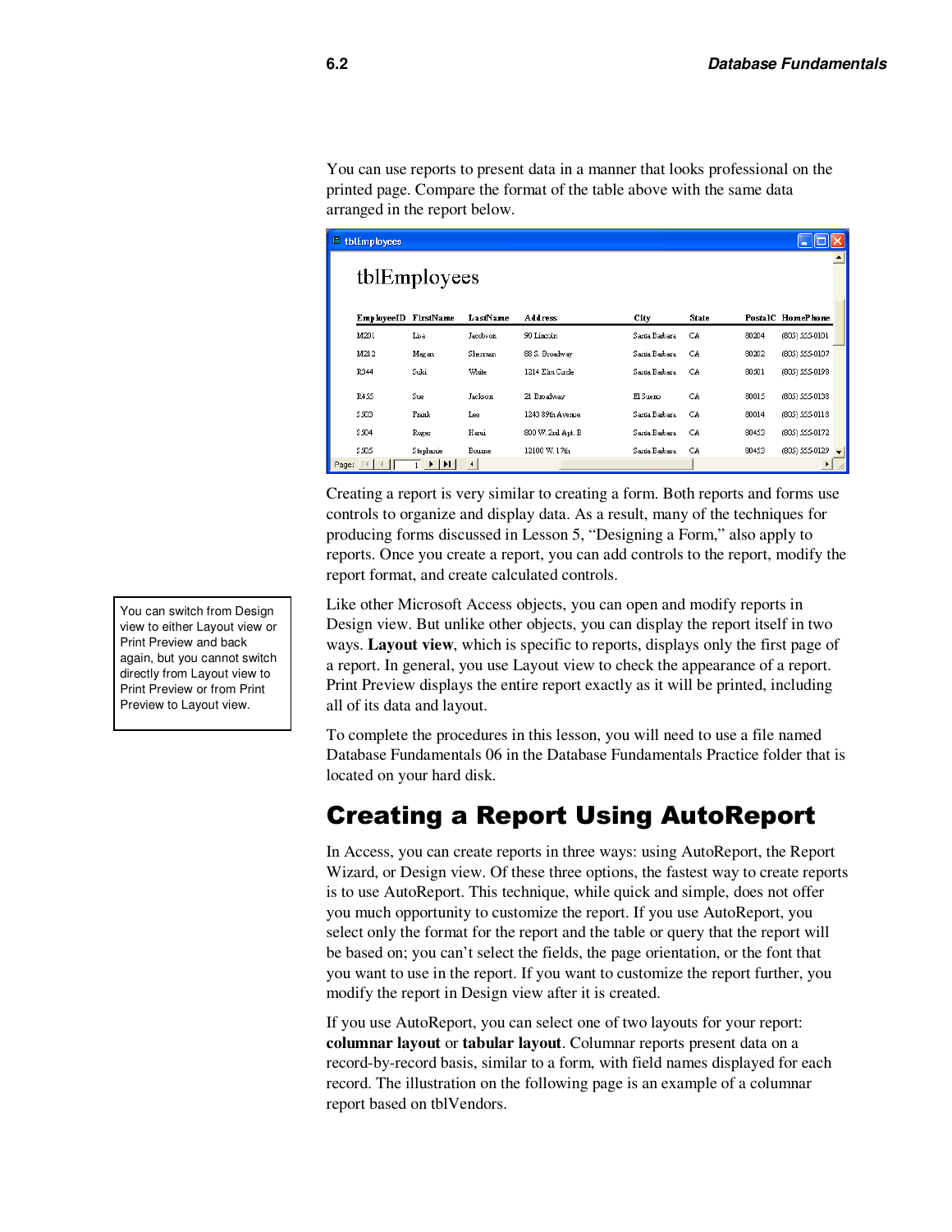You can use reports to present data in a manner that looks professional on the printed page. Compare the format of the table above with the same data arranged in the report below.

**tblEmployees**

| EmployeeID | FirstName | LastName | Address | City | State | PostalC | HomePhone |
|---|---|---|---|---|---|---|---|
| M201 | Lisa | Jacobson | 90 Lincoln | Santa Barbara | CA | 80204 | (805) 555-0101 |
| M212 | Megan | Sherman | 88 S. Broadway | Santa Barbara | CA | 80202 | (805) 555-0107 |
| R344 | Suki | White | 1214 Elm Circle | Santa Barbara | CA | 80501 | (805) 555-0198 |
| R455 | Sue | Jackson | 21 Broadway | El Sueno | CA | 80015 | (805) 555-0138 |
| S503 | Frank | Lee | 1243 89th Avenue | Santa Barbara | CA | 80014 | (805) 555-0118 |
| S504 | Roger | Harui | 800 W. 2nd Apt. B | Santa Barbara | CA | 80453 | (805) 555-0172 |
| S505 | Stephanie | Bourne | 12100 W. 17th | Santa Barbara | CA | 80453 | (805) 555-0129 |

Creating a report is very similar to creating a form. Both reports and forms use controls to organize and display data. As a result, many of the techniques for producing forms discussed in Lesson 5, "Designing a Form," also apply to reports. Once you create a report, you can add controls to the report, modify the report format, and create calculated controls.

> You can switch from Design view to either Layout view or Print Preview and back again, but you cannot switch directly from Layout view to Print Preview or from Print Preview to Layout view.

Like other Microsoft Access objects, you can open and modify reports in Design view. But unlike other objects, you can display the report itself in two ways. **Layout view**, which is specific to reports, displays only the first page of a report. In general, you use Layout view to check the appearance of a report. Print Preview displays the entire report exactly as it will be printed, including all of its data and layout.

To complete the procedures in this lesson, you will need to use a file named Database Fundamentals 06 in the Database Fundamentals Practice folder that is located on your hard disk.

## Creating a Report Using AutoReport

In Access, you can create reports in three ways: using AutoReport, the Report Wizard, or Design view. Of these three options, the fastest way to create reports is to use AutoReport. This technique, while quick and simple, does not offer you much opportunity to customize the report. If you use AutoReport, you select only the format for the report and the table or query that the report will be based on; you can't select the fields, the page orientation, or the font that you want to use in the report. If you want to customize the report further, you modify the report in Design view after it is created.

If you use AutoReport, you can select one of two layouts for your report: **columnar layout** or **tabular layout**. Columnar reports present data on a record-by-record basis, similar to a form, with field names displayed for each record. The illustration on the following page is an example of a columnar report based on tblVendors.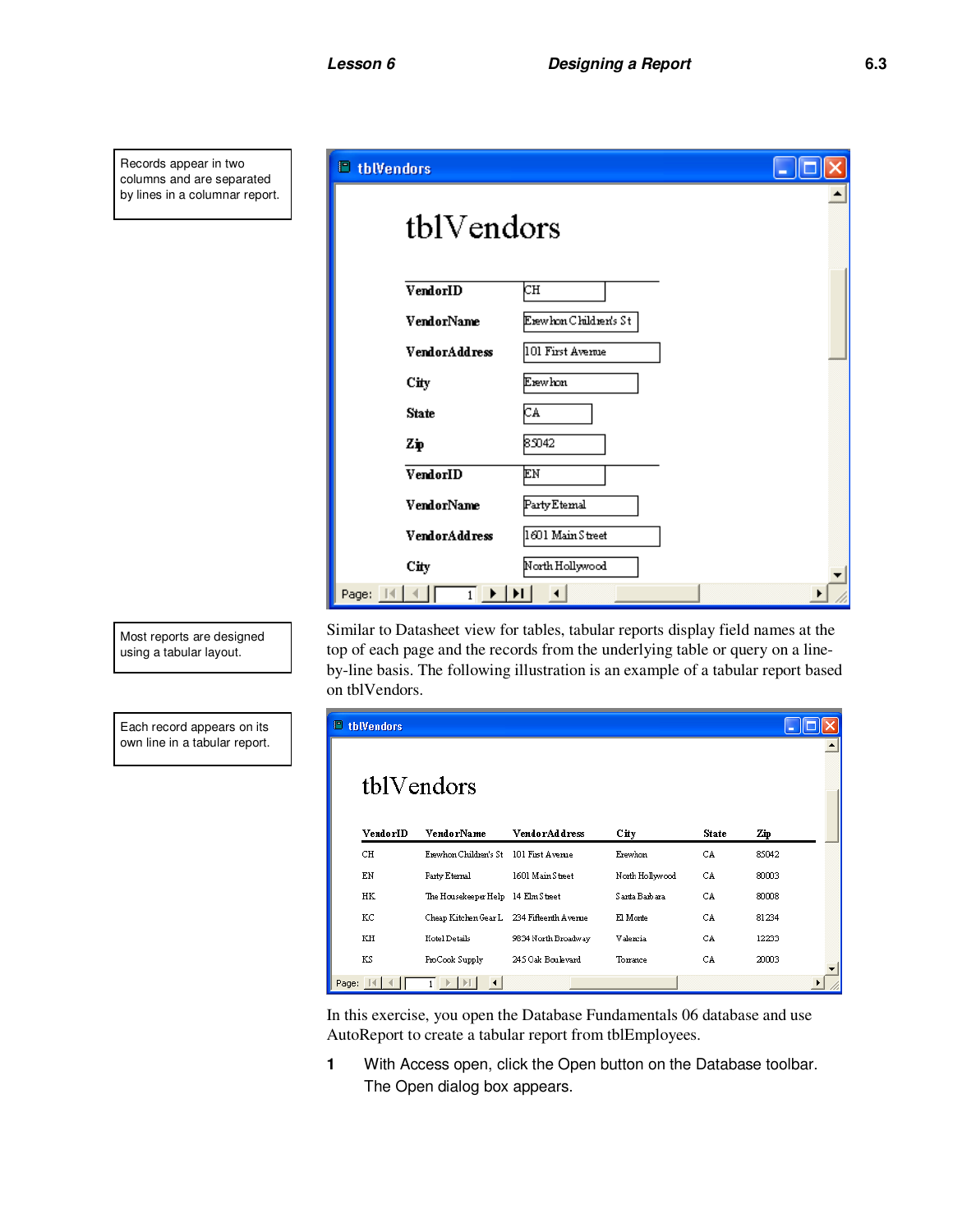Records appear in two columns and are separated by lines in a columnar report.

Most reports are designed using a tabular layout.

Similar to Datasheet view for tables, tabular reports display field names at the top of each page and the records from the underlying table or query on a line-by-line basis. The following illustration is an example of a tabular report based on tblVendors.

Each record appears on its own line in a tabular report.

In this exercise, you open the Database Fundamentals 06 database and use AutoReport to create a tabular report from tblEmployees.

**1** With Access open, click the Open button on the Database toolbar. The Open dialog box appears.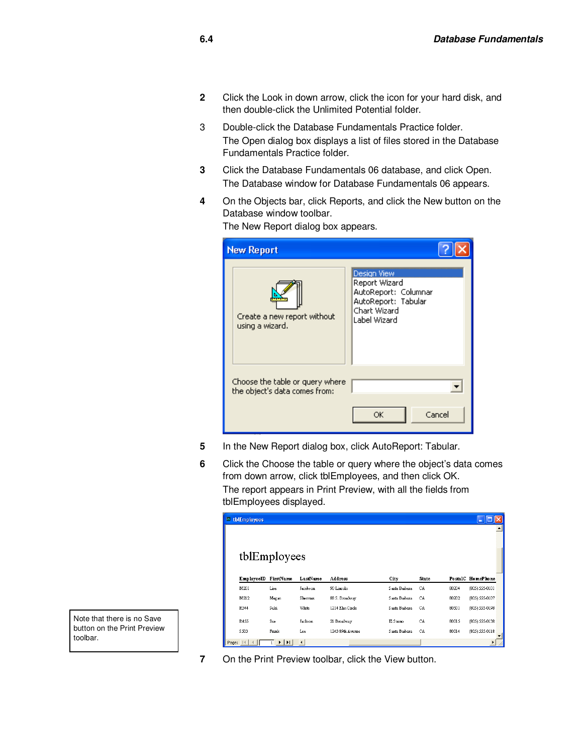2 Click the Look in down arrow, click the icon for your hard disk, and then double-click the Unlimited Potential folder.

3 Double-click the Database Fundamentals Practice folder.
The Open dialog box displays a list of files stored in the Database Fundamentals Practice folder.

3 Click the Database Fundamentals 06 database, and click Open.
The Database window for Database Fundamentals 06 appears.

4 On the Objects bar, click Reports, and click the New button on the Database window toolbar.
The New Report dialog box appears.

5 In the New Report dialog box, click AutoReport: Tabular.

6 Click the Choose the table or query where the object's data comes from down arrow, click tblEmployees, and then click OK.
The report appears in Print Preview, with all the fields from tblEmployees displayed.

Note that there is no Save button on the Print Preview toolbar.

7 On the Print Preview toolbar, click the View button.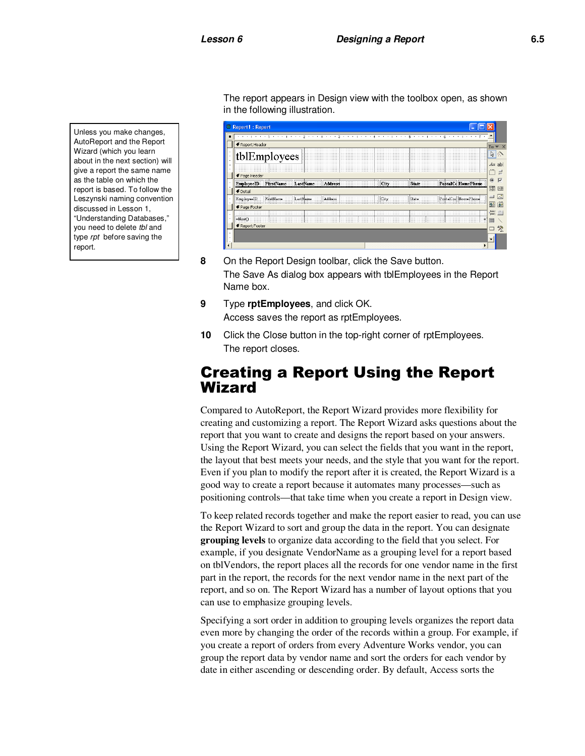The report appears in Design view with the toolbox open, as shown in the following illustration.

> Unless you make changes, AutoReport and the Report Wizard (which you learn about in the next section) will give a report the same name as the table on which the report is based. To follow the Leszynski naming convention discussed in Lesson 1, "Understanding Databases," you need to delete *tbl* and type *rpt* before saving the report.

**8** On the Report Design toolbar, click the Save button.
The Save As dialog box appears with tblEmployees in the Report Name box.

**9** Type **rptEmployees**, and click OK.
Access saves the report as rptEmployees.

**10** Click the Close button in the top-right corner of rptEmployees.
The report closes.

# Creating a Report Using the Report Wizard

Compared to AutoReport, the Report Wizard provides more flexibility for creating and customizing a report. The Report Wizard asks questions about the report that you want to create and designs the report based on your answers. Using the Report Wizard, you can select the fields that you want in the report, the layout that best meets your needs, and the style that you want for the report. Even if you plan to modify the report after it is created, the Report Wizard is a good way to create a report because it automates many processes—such as positioning controls—that take time when you create a report in Design view.

To keep related records together and make the report easier to read, you can use the Report Wizard to sort and group the data in the report. You can designate **grouping levels** to organize data according to the field that you select. For example, if you designate VendorName as a grouping level for a report based on tblVendors, the report places all the records for one vendor name in the first part in the report, the records for the next vendor name in the next part of the report, and so on. The Report Wizard has a number of layout options that you can use to emphasize grouping levels.

Specifying a sort order in addition to grouping levels organizes the report data even more by changing the order of the records within a group. For example, if you create a report of orders from every Adventure Works vendor, you can group the report data by vendor name and sort the orders for each vendor by date in either ascending or descending order. By default, Access sorts the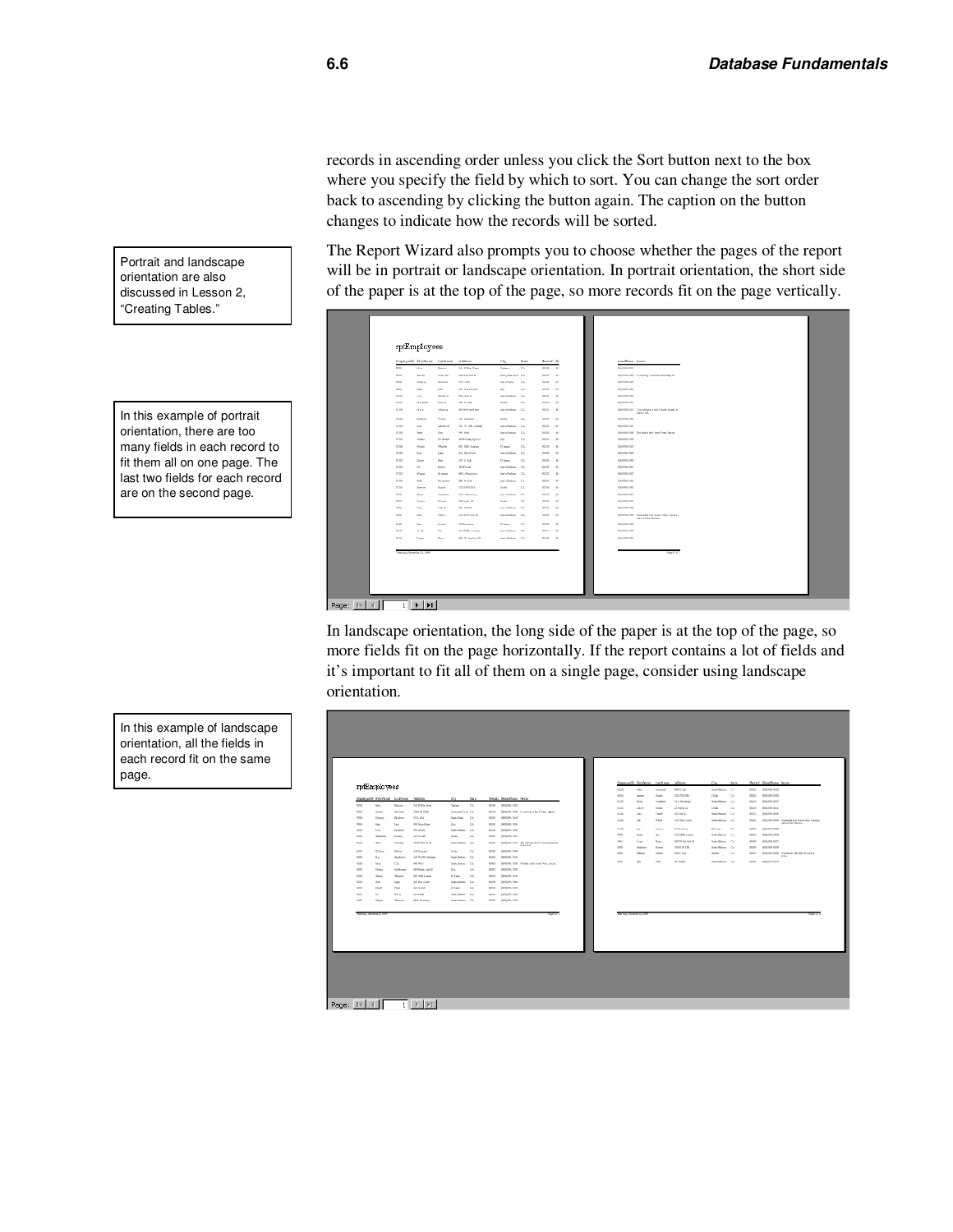records in ascending order unless you click the Sort button next to the box where you specify the field by which to sort. You can change the sort order back to ascending by clicking the button again. The caption on the button changes to indicate how the records will be sorted.

Portrait and landscape orientation are also discussed in Lesson 2, "Creating Tables."

The Report Wizard also prompts you to choose whether the pages of the report will be in portrait or landscape orientation. In portrait orientation, the short side of the paper is at the top of the page, so more records fit on the page vertically.

In this example of portrait orientation, there are too many fields in each record to fit them all on one page. The last two fields for each record are on the second page.

In landscape orientation, the long side of the paper is at the top of the page, so more fields fit on the page horizontally. If the report contains a lot of fields and it's important to fit all of them on a single page, consider using landscape orientation.

In this example of landscape orientation, all the fields in each record fit on the same page.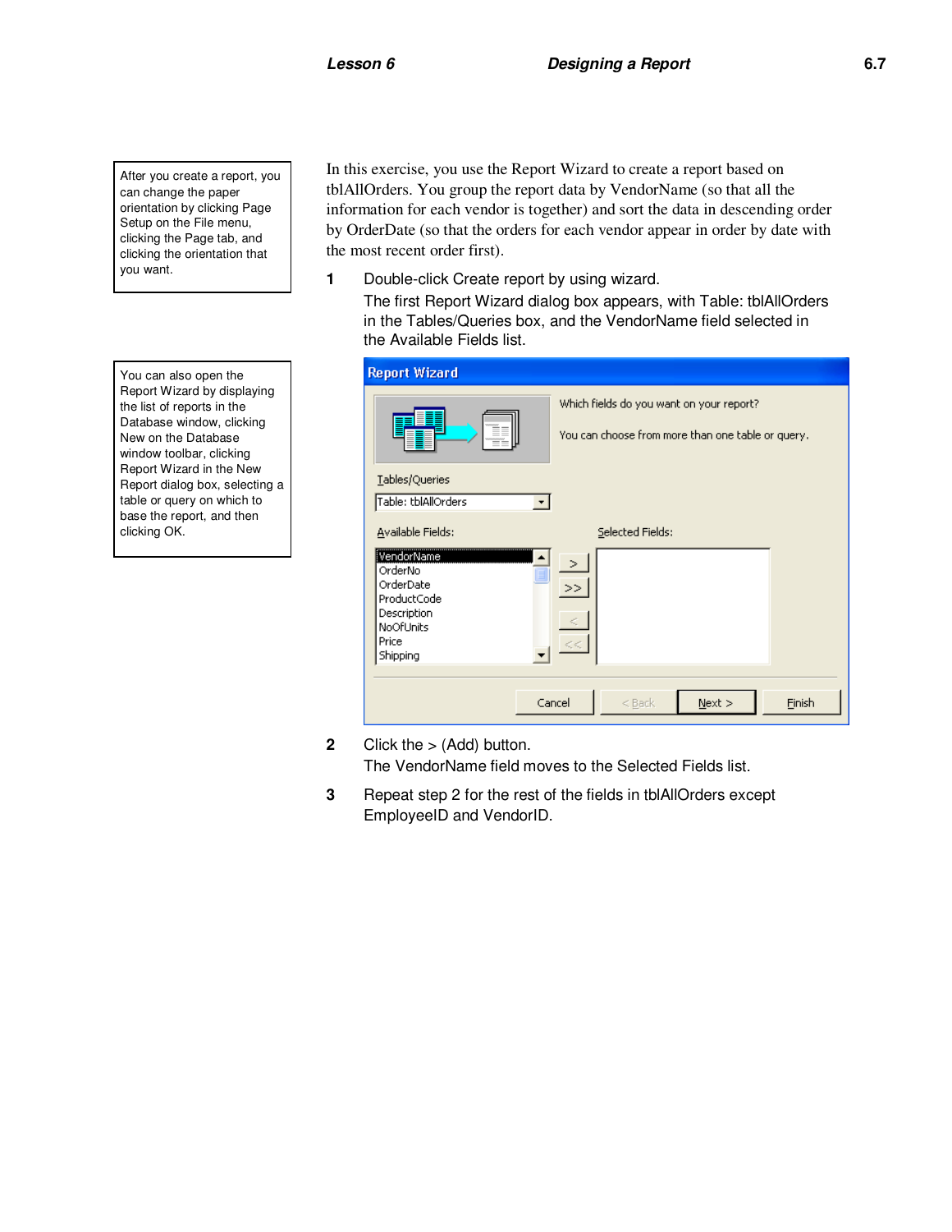After you create a report, you can change the paper orientation by clicking Page Setup on the File menu, clicking the Page tab, and clicking the orientation that you want.

You can also open the Report Wizard by displaying the list of reports in the Database window, clicking New on the Database window toolbar, clicking Report Wizard in the New Report dialog box, selecting a table or query on which to base the report, and then clicking OK.

In this exercise, you use the Report Wizard to create a report based on tblAllOrders. You group the report data by VendorName (so that all the information for each vendor is together) and sort the data in descending order by OrderDate (so that the orders for each vendor appear in order by date with the most recent order first).

1. Double-click Create report by using wizard.
   The first Report Wizard dialog box appears, with Table: tblAllOrders in the Tables/Queries box, and the VendorName field selected in the Available Fields list.

2. Click the > (Add) button.
   The VendorName field moves to the Selected Fields list.

3. Repeat step 2 for the rest of the fields in tblAllOrders except EmployeeID and VendorID.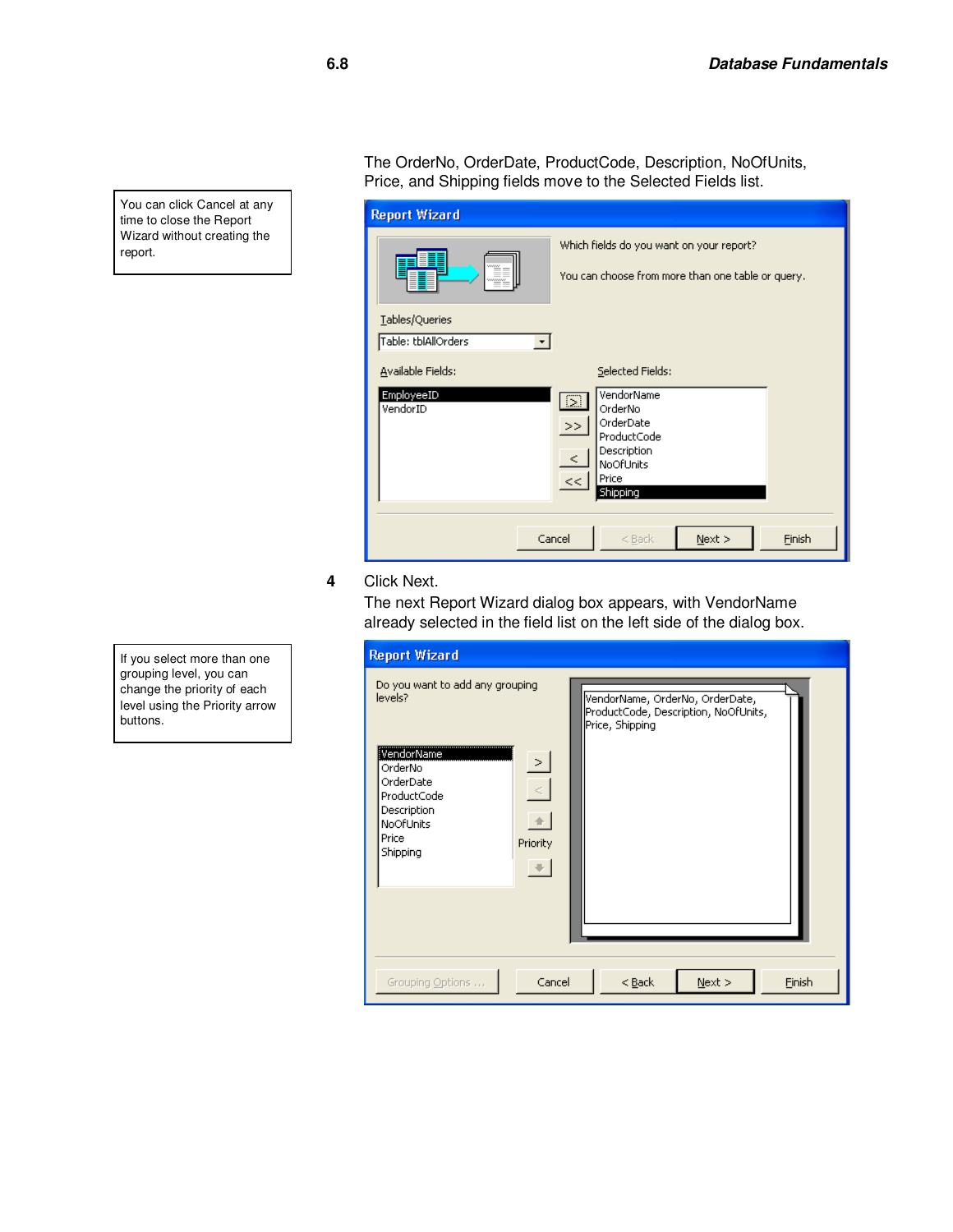The OrderNo, OrderDate, ProductCode, Description, NoOfUnits, Price, and Shipping fields move to the Selected Fields list.

> You can click Cancel at any time to close the Report Wizard without creating the report.

**4** Click Next.

The next Report Wizard dialog box appears, with VendorName already selected in the field list on the left side of the dialog box.

> If you select more than one grouping level, you can change the priority of each level using the Priority arrow buttons.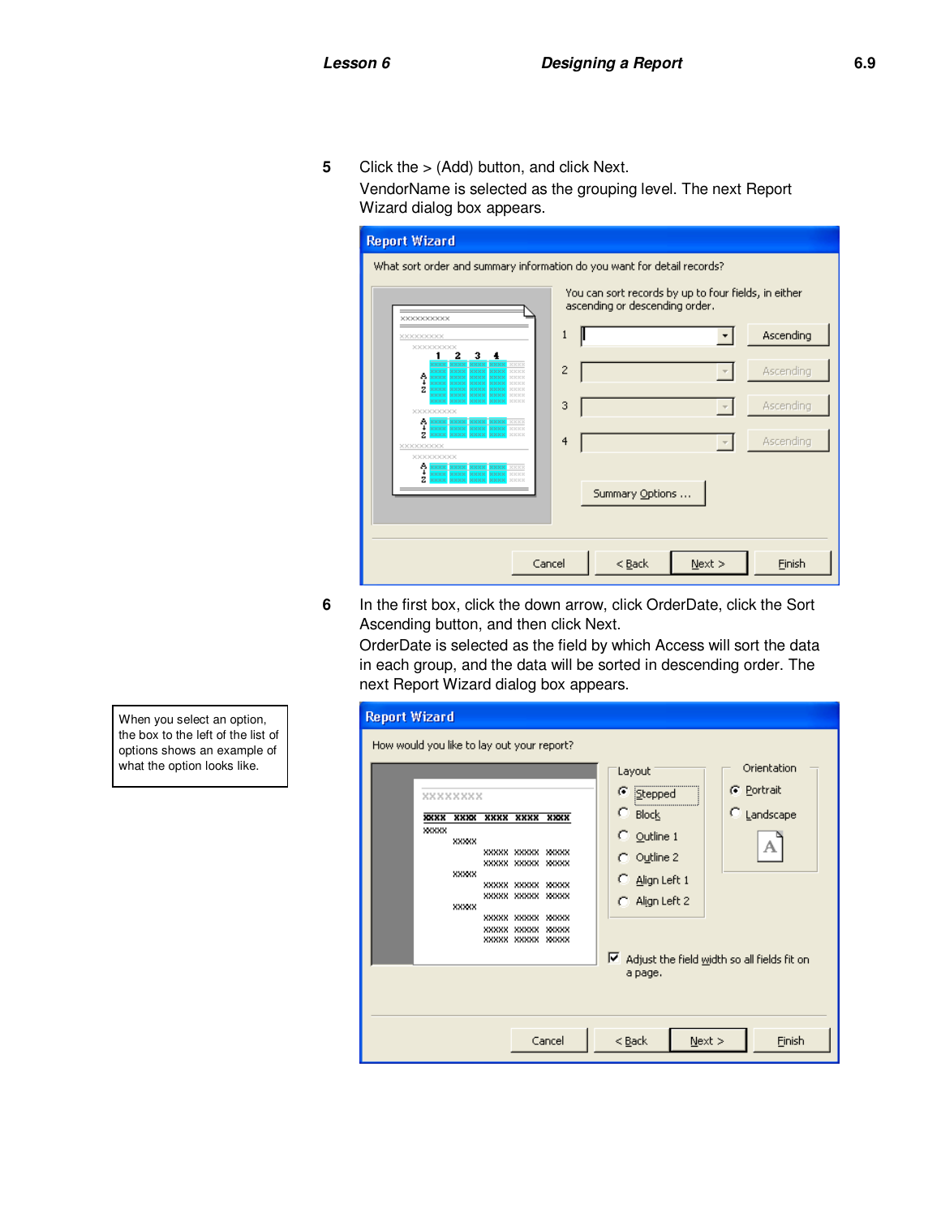5 Click the > (Add) button, and click Next.
VendorName is selected as the grouping level. The next Report Wizard dialog box appears.

6 In the first box, click the down arrow, click OrderDate, click the Sort Ascending button, and then click Next.
OrderDate is selected as the field by which Access will sort the data in each group, and the data will be sorted in descending order. The next Report Wizard dialog box appears.

When you select an option, the box to the left of the list of options shows an example of what the option looks like.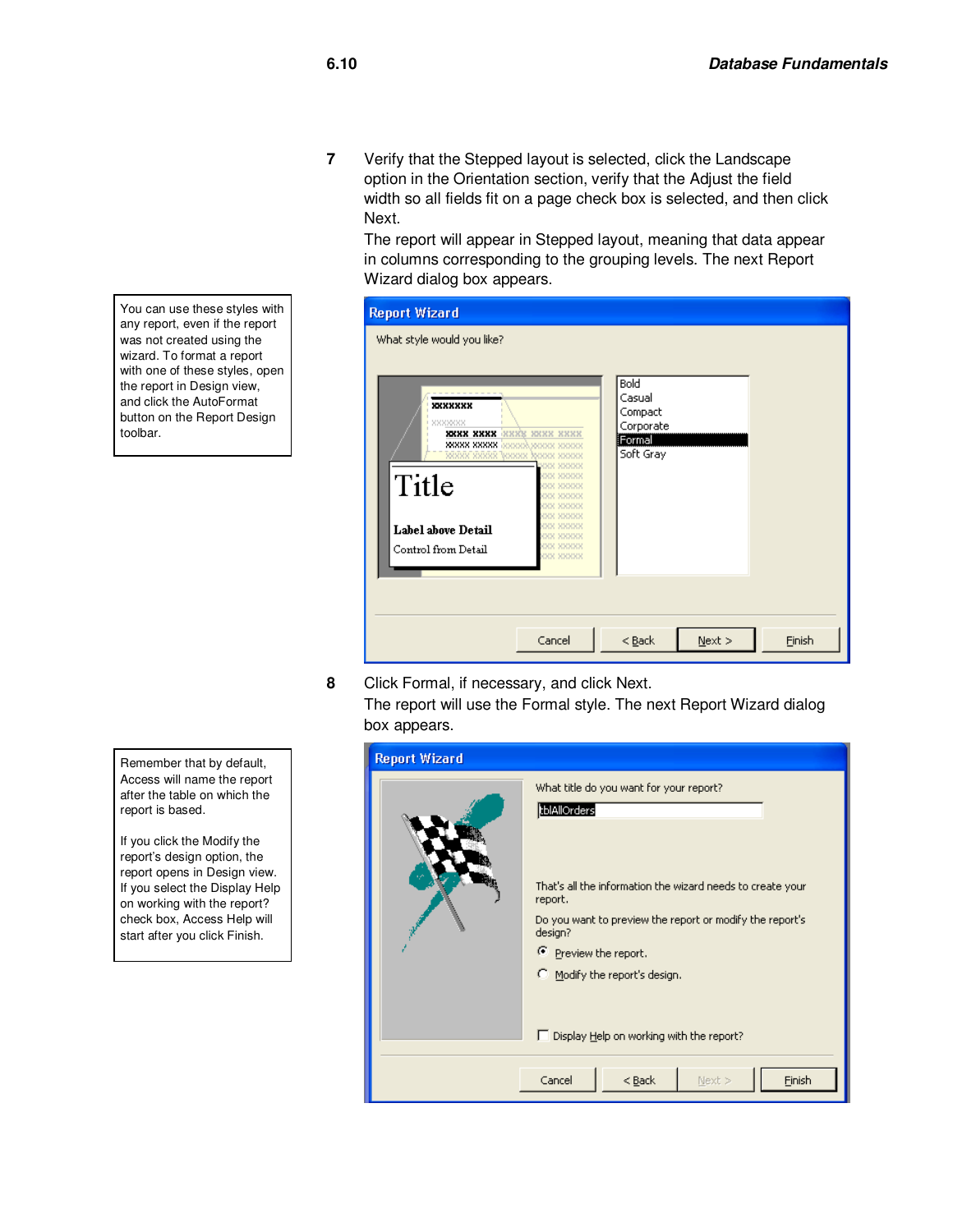7 Verify that the Stepped layout is selected, click the Landscape option in the Orientation section, verify that the Adjust the field width so all fields fit on a page check box is selected, and then click Next.

The report will appear in Stepped layout, meaning that data appear in columns corresponding to the grouping levels. The next Report Wizard dialog box appears.

> You can use these styles with any report, even if the report was not created using the wizard. To format a report with one of these styles, open the report in Design view, and click the AutoFormat button on the Report Design toolbar.

8 Click Formal, if necessary, and click Next.

The report will use the Formal style. The next Report Wizard dialog box appears.

> Remember that by default, Access will name the report after the table on which the report is based.
>
> If you click the Modify the report's design option, the report opens in Design view. If you select the Display Help on working with the report? check box, Access Help will start after you click Finish.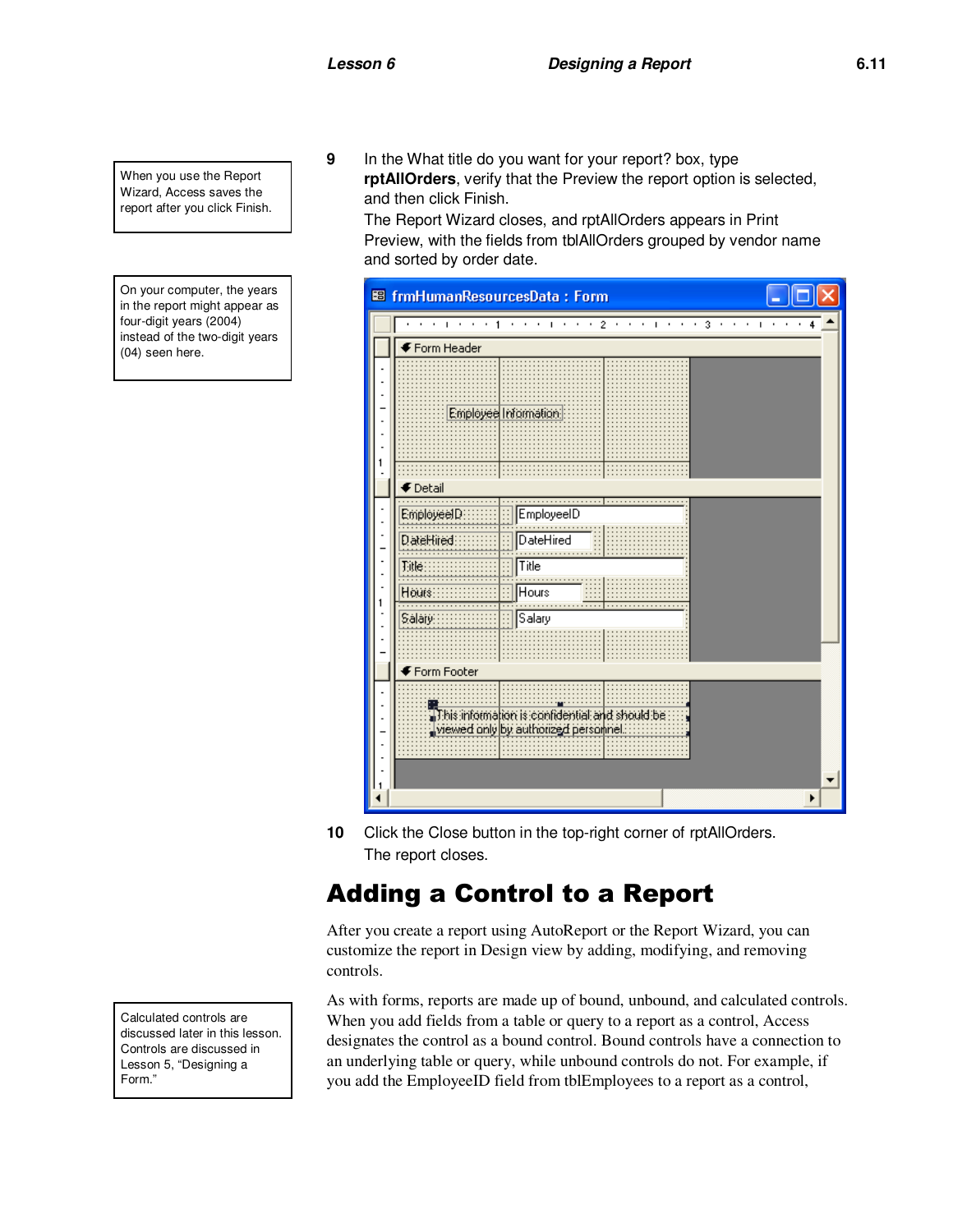When you use the Report Wizard, Access saves the report after you click Finish.

On your computer, the years in the report might appear as four-digit years (2004) instead of the two-digit years (04) seen here.

9 In the What title do you want for your report? box, type **rptAllOrders**, verify that the Preview the report option is selected, and then click Finish.

The Report Wizard closes, and rptAllOrders appears in Print Preview, with the fields from tblAllOrders grouped by vendor name and sorted by order date.

10 Click the Close button in the top-right corner of rptAllOrders.

The report closes.

# Adding a Control to a Report

After you create a report using AutoReport or the Report Wizard, you can customize the report in Design view by adding, modifying, and removing controls.

Calculated controls are discussed later in this lesson. Controls are discussed in Lesson 5, "Designing a Form."

As with forms, reports are made up of bound, unbound, and calculated controls. When you add fields from a table or query to a report as a control, Access designates the control as a bound control. Bound controls have a connection to an underlying table or query, while unbound controls do not. For example, if you add the EmployeeID field from tblEmployees to a report as a control,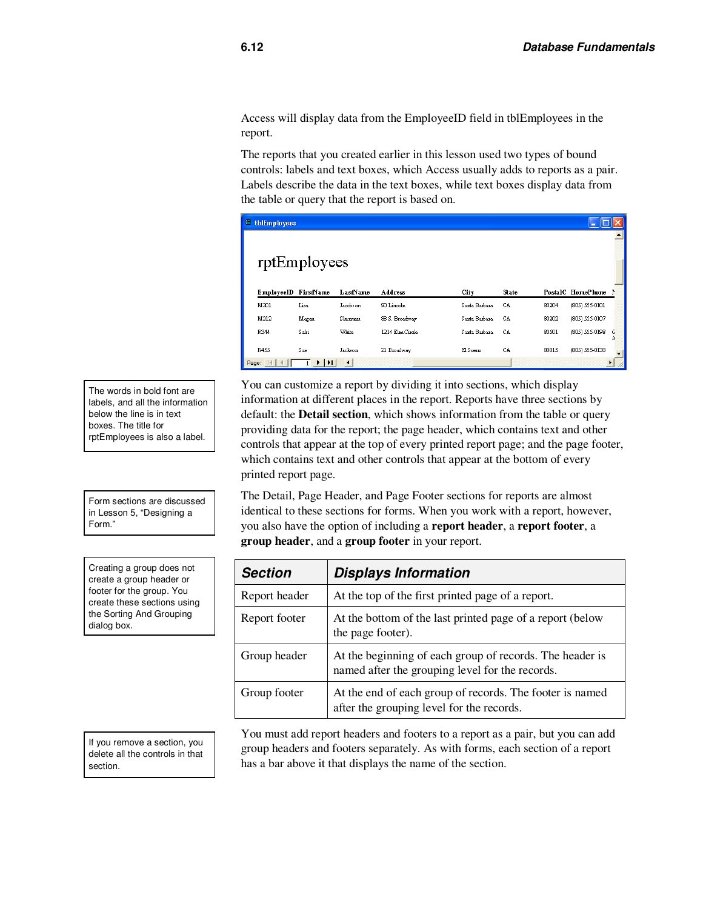Access will display data from the EmployeeID field in tblEmployees in the report.

The reports that you created earlier in this lesson used two types of bound controls: labels and text boxes, which Access usually adds to reports as a pair. Labels describe the data in the text boxes, while text boxes display data from the table or query that the report is based on.

> The words in bold font are labels, and all the information below the line is in text boxes. The title for rptEmployees is also a label.

You can customize a report by dividing it into sections, which display information at different places in the report. Reports have three sections by default: the **Detail section**, which shows information from the table or query providing data for the report; the page header, which contains text and other controls that appear at the top of every printed report page; and the page footer, which contains text and other controls that appear at the bottom of every printed report page.

> Form sections are discussed in Lesson 5, "Designing a Form."

The Detail, Page Header, and Page Footer sections for reports are almost identical to these sections for forms. When you work with a report, however, you also have the option of including a **report header**, a **report footer**, a **group header**, and a **group footer** in your report.

> Creating a group does not create a group header or footer for the group. You create these sections using the Sorting And Grouping dialog box.

| ***Section*** | ***Displays Information*** |
|---|---|
| Report header | At the top of the first printed page of a report. |
| Report footer | At the bottom of the last printed page of a report (below the page footer). |
| Group header | At the beginning of each group of records. The header is named after the grouping level for the records. |
| Group footer | At the end of each group of records. The footer is named after the grouping level for the records. |

> If you remove a section, you delete all the controls in that section.

You must add report headers and footers to a report as a pair, but you can add group headers and footers separately. As with forms, each section of a report has a bar above it that displays the name of the section.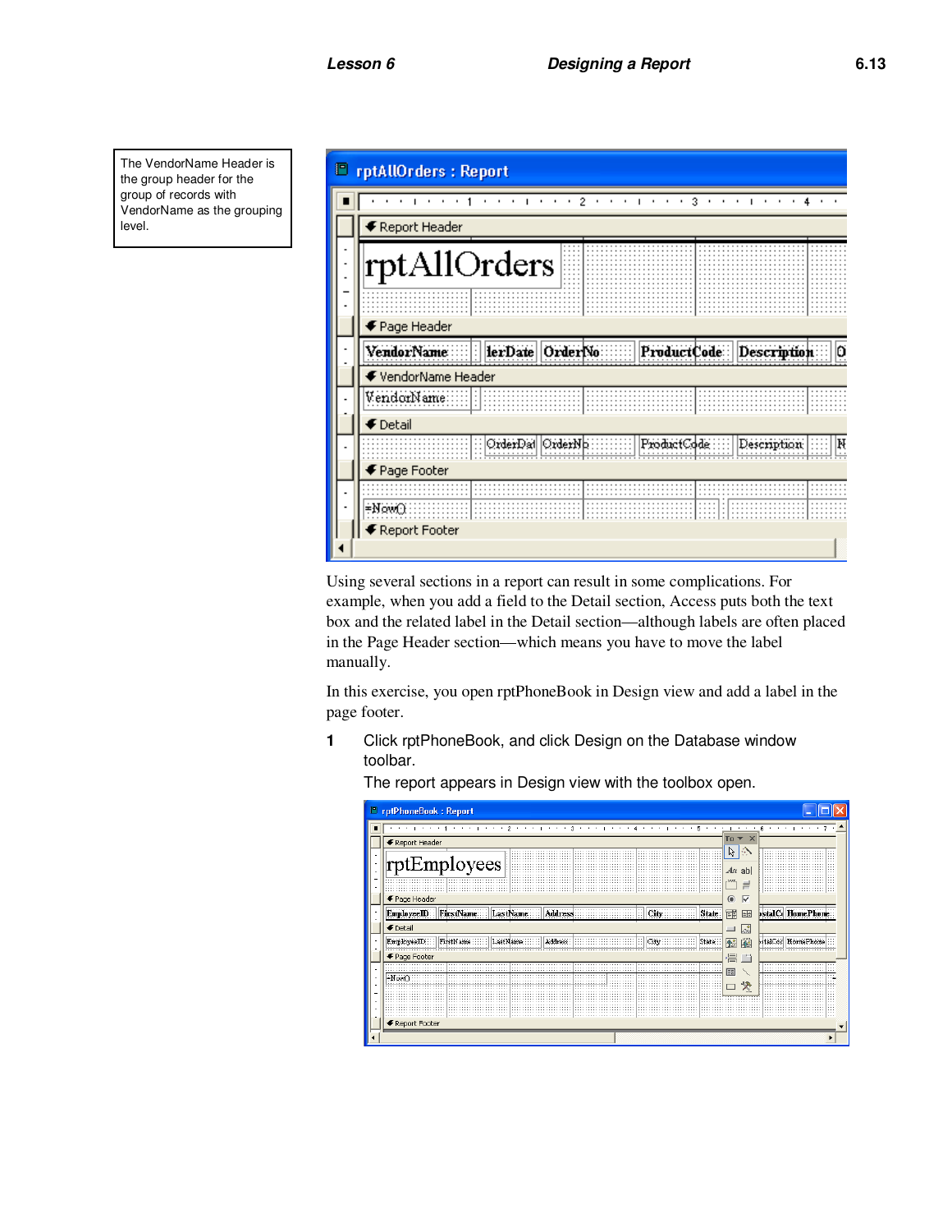The VendorName Header is the group header for the group of records with VendorName as the grouping level.

Using several sections in a report can result in some complications. For example, when you add a field to the Detail section, Access puts both the text box and the related label in the Detail section—although labels are often placed in the Page Header section—which means you have to move the label manually.

In this exercise, you open rptPhoneBook in Design view and add a label in the page footer.

1. Click rptPhoneBook, and click Design on the Database window toolbar.
   The report appears in Design view with the toolbox open.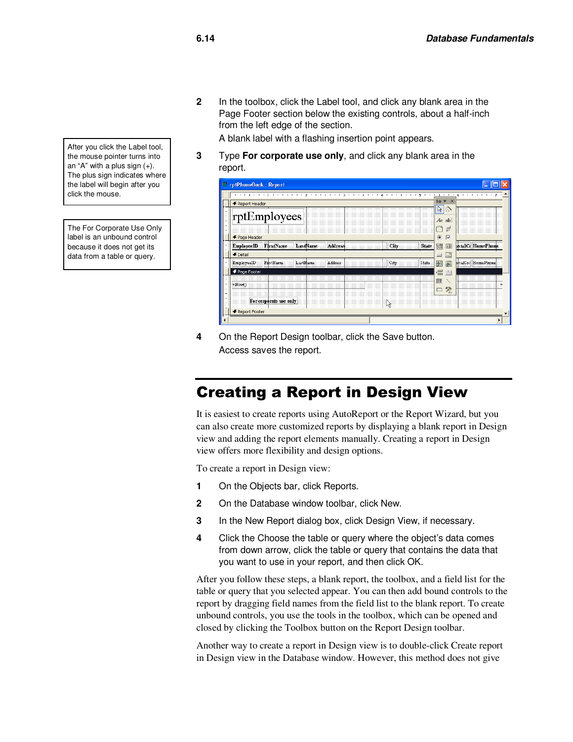2 In the toolbox, click the Label tool, and click any blank area in the Page Footer section below the existing controls, about a half-inch from the left edge of the section.

   A blank label with a flashing insertion point appears.

> After you click the Label tool, the mouse pointer turns into an "A" with a plus sign (+). The plus sign indicates where the label will begin after you click the mouse.

> The For Corporate Use Only label is an unbound control because it does not get its data from a table or query.

3 Type **For corporate use only**, and click any blank area in the report.

4 On the Report Design toolbar, click the Save button.

   Access saves the report.

## Creating a Report in Design View

It is easiest to create reports using AutoReport or the Report Wizard, but you can also create more customized reports by displaying a blank report in Design view and adding the report elements manually. Creating a report in Design view offers more flexibility and design options.

To create a report in Design view:

1 On the Objects bar, click Reports.

2 On the Database window toolbar, click New.

3 In the New Report dialog box, click Design View, if necessary.

4 Click the Choose the table or query where the object's data comes from down arrow, click the table or query that contains the data that you want to use in your report, and then click OK.

After you follow these steps, a blank report, the toolbox, and a field list for the table or query that you selected appear. You can then add bound controls to the report by dragging field names from the field list to the blank report. To create unbound controls, you use the tools in the toolbox, which can be opened and closed by clicking the Toolbox button on the Report Design toolbar.

Another way to create a report in Design view is to double-click Create report in Design view in the Database window. However, this method does not give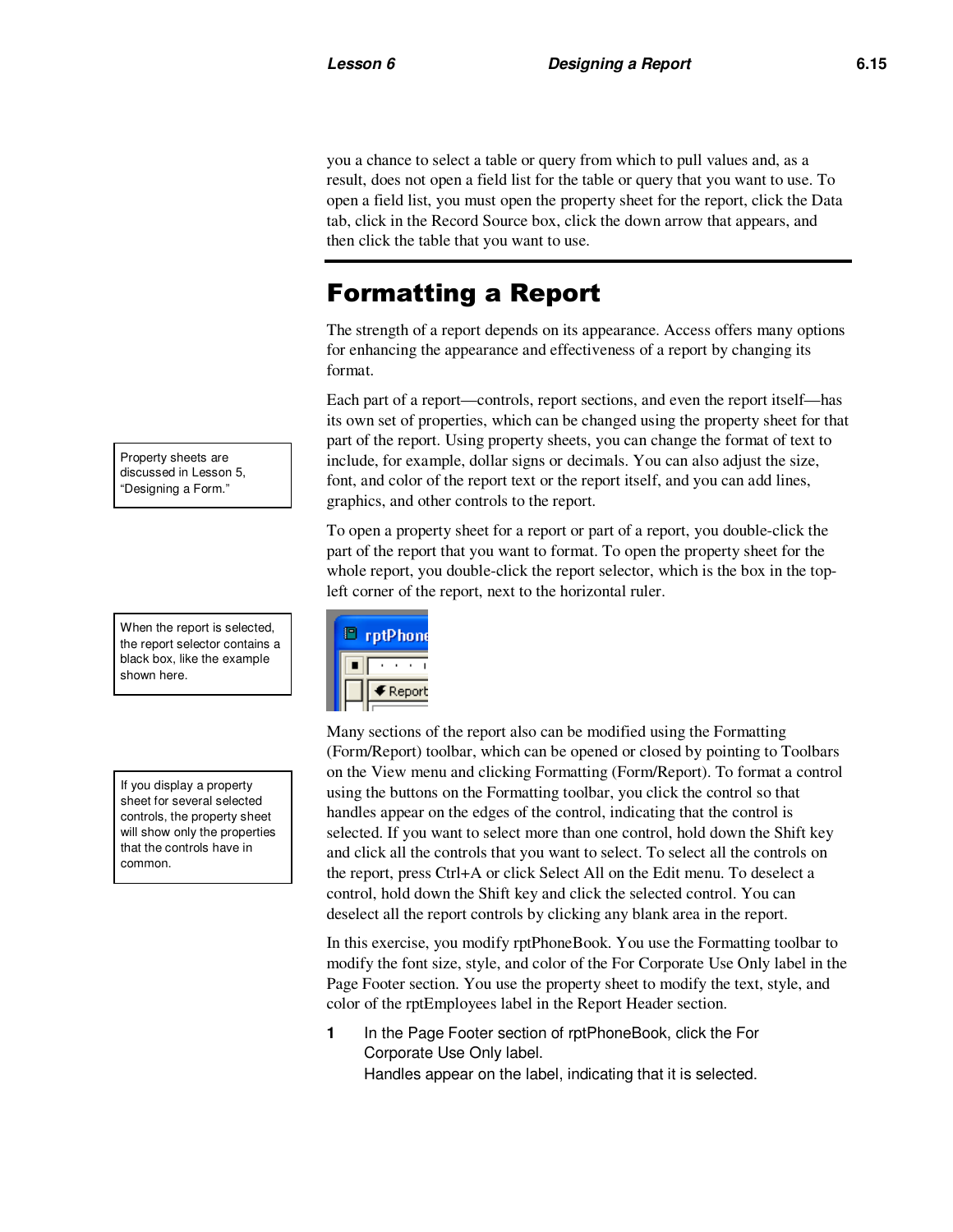you a chance to select a table or query from which to pull values and, as a result, does not open a field list for the table or query that you want to use. To open a field list, you must open the property sheet for the report, click the Data tab, click in the Record Source box, click the down arrow that appears, and then click the table that you want to use.

## Formatting a Report

The strength of a report depends on its appearance. Access offers many options for enhancing the appearance and effectiveness of a report by changing its format.

Each part of a report—controls, report sections, and even the report itself—has its own set of properties, which can be changed using the property sheet for that part of the report. Using property sheets, you can change the format of text to include, for example, dollar signs or decimals. You can also adjust the size, font, and color of the report text or the report itself, and you can add lines, graphics, and other controls to the report.

> Property sheets are discussed in Lesson 5, "Designing a Form."

To open a property sheet for a report or part of a report, you double-click the part of the report that you want to format. To open the property sheet for the whole report, you double-click the report selector, which is the box in the top-left corner of the report, next to the horizontal ruler.

> When the report is selected, the report selector contains a black box, like the example shown here.

Many sections of the report also can be modified using the Formatting (Form/Report) toolbar, which can be opened or closed by pointing to Toolbars on the View menu and clicking Formatting (Form/Report). To format a control using the buttons on the Formatting toolbar, you click the control so that handles appear on the edges of the control, indicating that the control is selected. If you want to select more than one control, hold down the Shift key and click all the controls that you want to select. To select all the controls on the report, press Ctrl+A or click Select All on the Edit menu. To deselect a control, hold down the Shift key and click the selected control. You can deselect all the report controls by clicking any blank area in the report.

> If you display a property sheet for several selected controls, the property sheet will show only the properties that the controls have in common.

In this exercise, you modify rptPhoneBook. You use the Formatting toolbar to modify the font size, style, and color of the For Corporate Use Only label in the Page Footer section. You use the property sheet to modify the text, style, and color of the rptEmployees label in the Report Header section.

1. In the Page Footer section of rptPhoneBook, click the For Corporate Use Only label.
   Handles appear on the label, indicating that it is selected.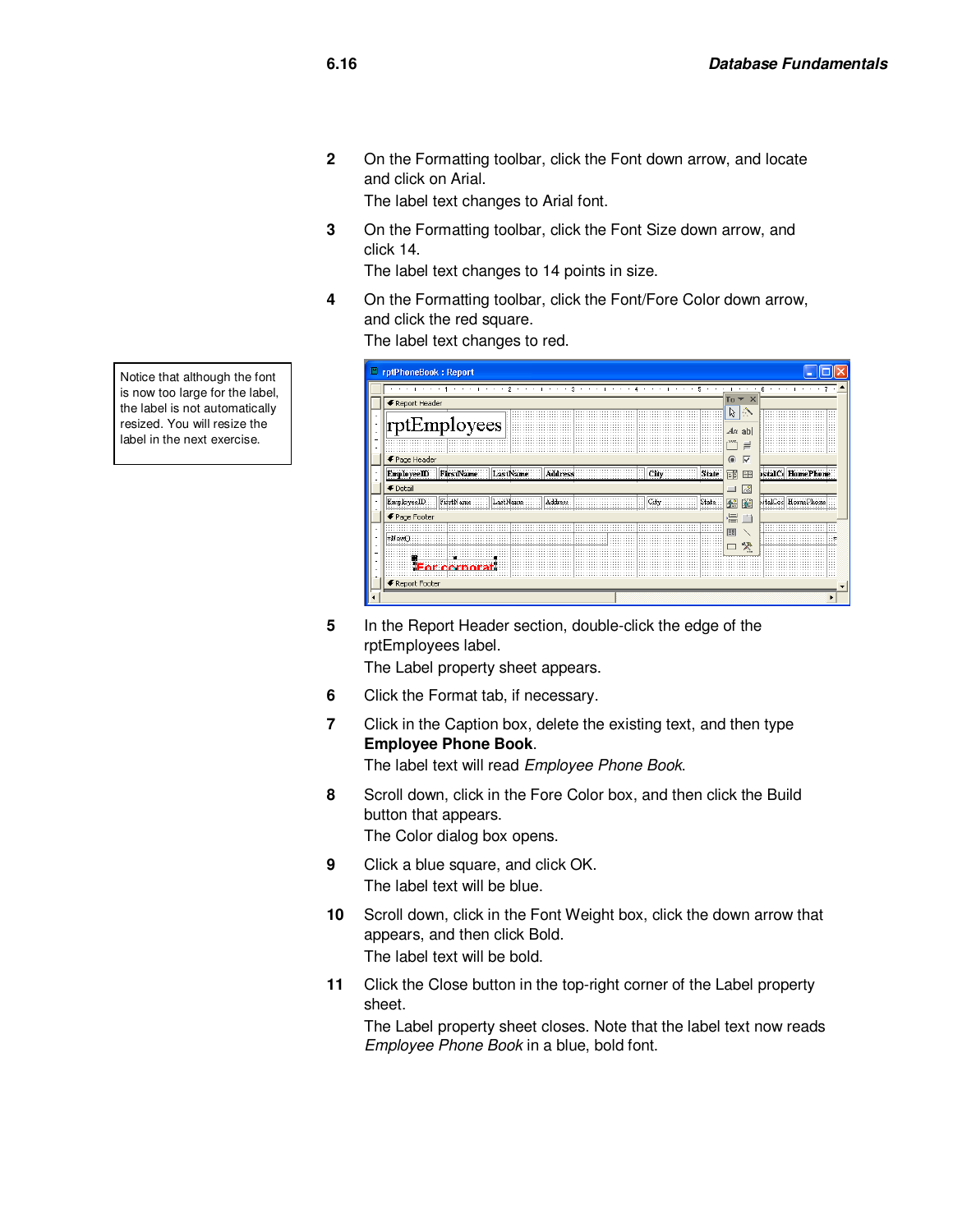2 On the Formatting toolbar, click the Font down arrow, and locate and click on Arial.

The label text changes to Arial font.

3 On the Formatting toolbar, click the Font Size down arrow, and click 14.

The label text changes to 14 points in size.

4 On the Formatting toolbar, click the Font/Fore Color down arrow, and click the red square.

The label text changes to red.

Notice that although the font is now too large for the label, the label is not automatically resized. You will resize the label in the next exercise.

5 In the Report Header section, double-click the edge of the rptEmployees label.

The Label property sheet appears.

6 Click the Format tab, if necessary.

7 Click in the Caption box, delete the existing text, and then type **Employee Phone Book**.

The label text will read *Employee Phone Book*.

8 Scroll down, click in the Fore Color box, and then click the Build button that appears.

The Color dialog box opens.

9 Click a blue square, and click OK.

The label text will be blue.

10 Scroll down, click in the Font Weight box, click the down arrow that appears, and then click Bold.

The label text will be bold.

11 Click the Close button in the top-right corner of the Label property sheet.

The Label property sheet closes. Note that the label text now reads *Employee Phone Book* in a blue, bold font.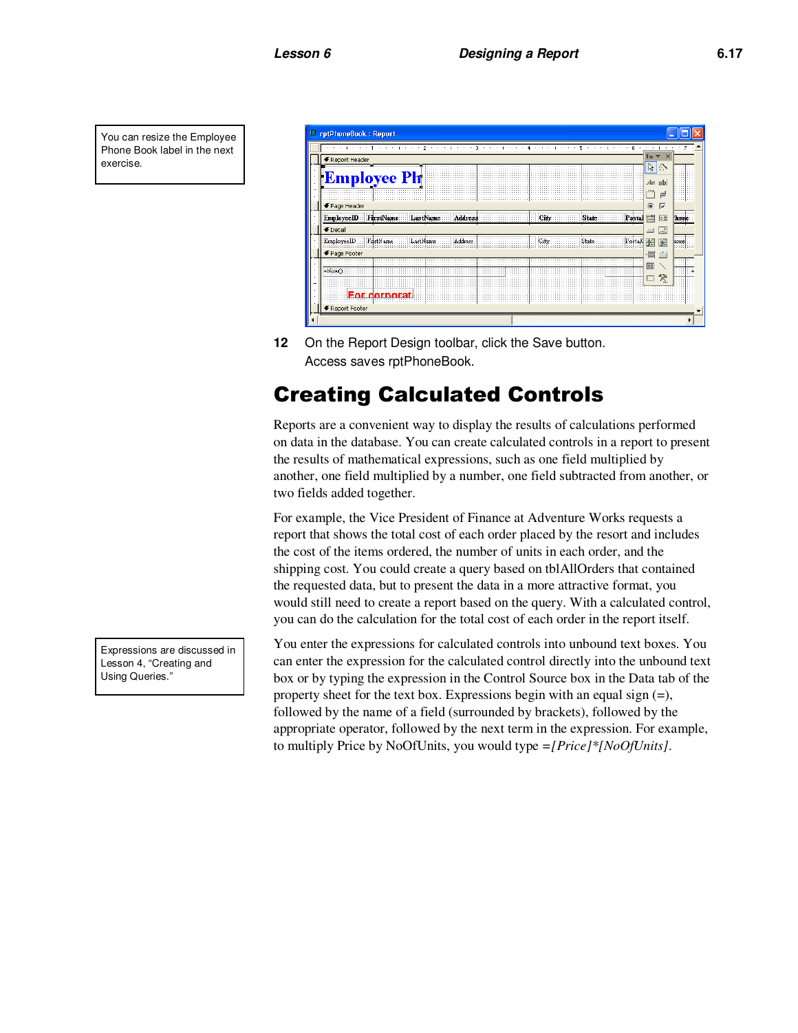You can resize the Employee Phone Book label in the next exercise.

**12** On the Report Design toolbar, click the Save button.

Access saves rptPhoneBook.

# Creating Calculated Controls

Reports are a convenient way to display the results of calculations performed on data in the database. You can create calculated controls in a report to present the results of mathematical expressions, such as one field multiplied by another, one field multiplied by a number, one field subtracted from another, or two fields added together.

For example, the Vice President of Finance at Adventure Works requests a report that shows the total cost of each order placed by the resort and includes the cost of the items ordered, the number of units in each order, and the shipping cost. You could create a query based on tblAllOrders that contained the requested data, but to present the data in a more attractive format, you would still need to create a report based on the query. With a calculated control, you can do the calculation for the total cost of each order in the report itself.

Expressions are discussed in Lesson 4, "Creating and Using Queries."

You enter the expressions for calculated controls into unbound text boxes. You can enter the expression for the calculated control directly into the unbound text box or by typing the expression in the Control Source box in the Data tab of the property sheet for the text box. Expressions begin with an equal sign (=), followed by the name of a field (surrounded by brackets), followed by the appropriate operator, followed by the next term in the expression. For example, to multiply Price by NoOfUnits, you would type *=[Price]*[NoOfUnits]*.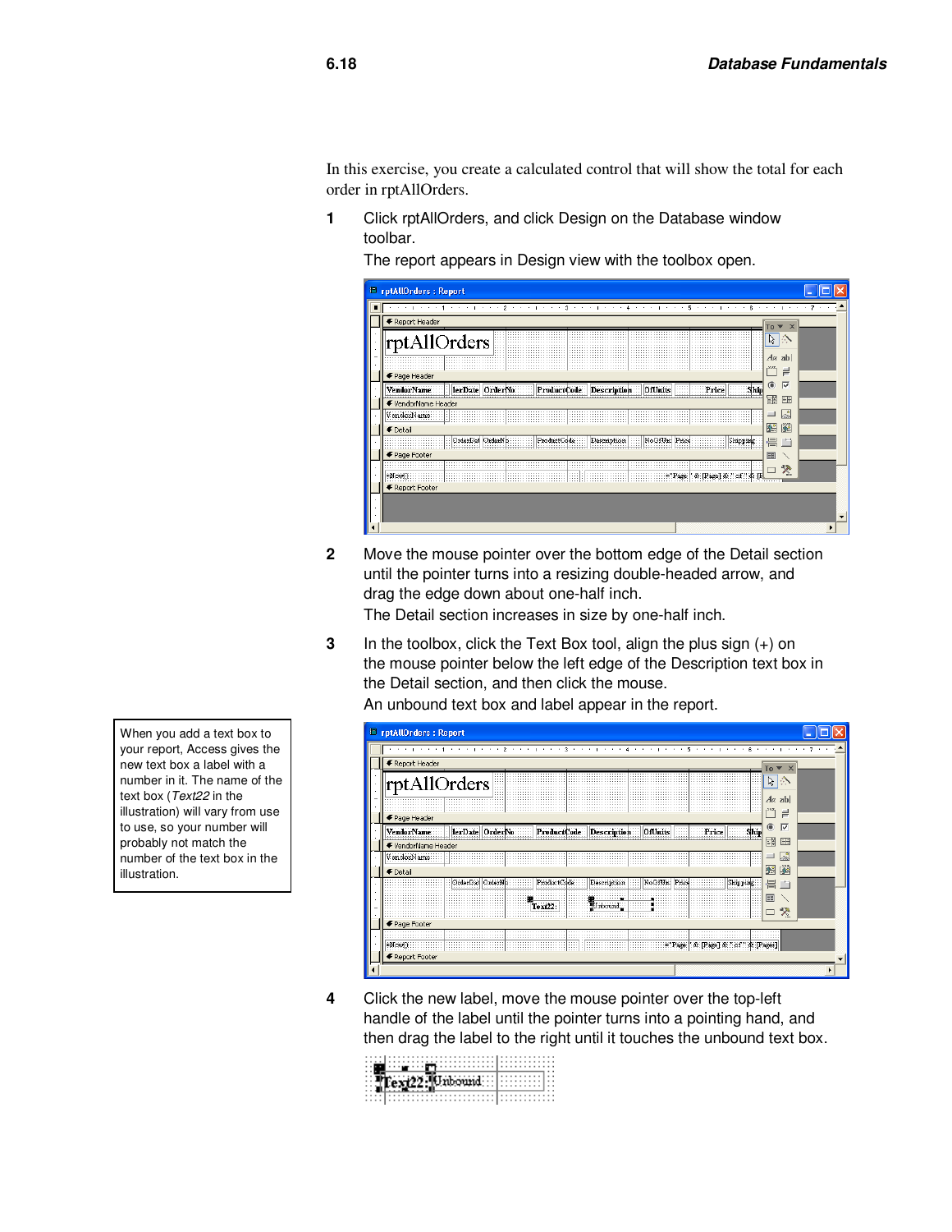In this exercise, you create a calculated control that will show the total for each order in rptAllOrders.

1. Click rptAllOrders, and click Design on the Database window toolbar.

   The report appears in Design view with the toolbox open.

2. Move the mouse pointer over the bottom edge of the Detail section until the pointer turns into a resizing double-headed arrow, and drag the edge down about one-half inch.

   The Detail section increases in size by one-half inch.

3. In the toolbox, click the Text Box tool, align the plus sign (+) on the mouse pointer below the left edge of the Description text box in the Detail section, and then click the mouse.

   An unbound text box and label appear in the report.

When you add a text box to your report, Access gives the new text box a label with a number in it. The name of the text box (*Text22* in the illustration) will vary from use to use, so your number will probably not match the number of the text box in the illustration.

4. Click the new label, move the mouse pointer over the top-left handle of the label until the pointer turns into a pointing hand, and then drag the label to the right until it touches the unbound text box.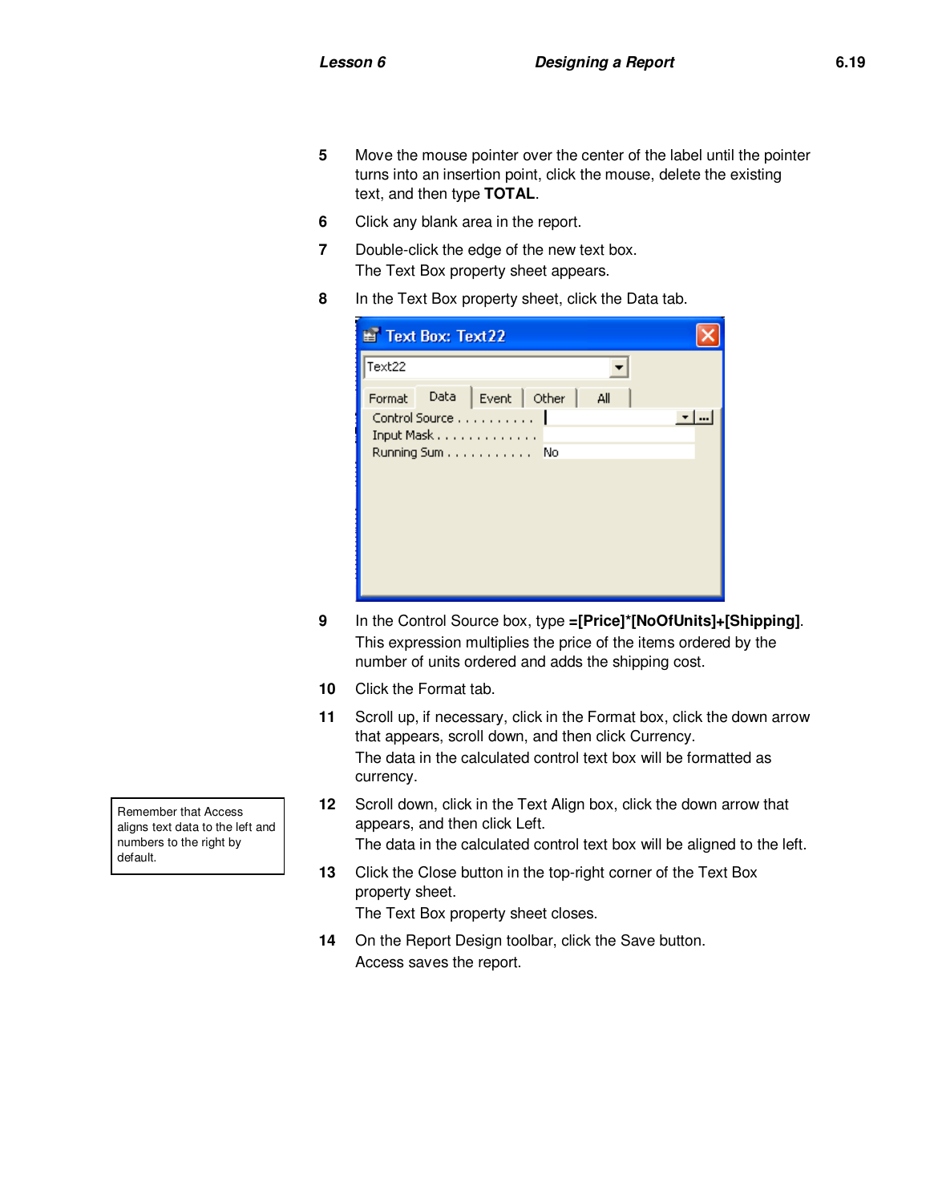5 Move the mouse pointer over the center of the label until the pointer turns into an insertion point, click the mouse, delete the existing text, and then type **TOTAL**.

6 Click any blank area in the report.

7 Double-click the edge of the new text box.
The Text Box property sheet appears.

8 In the Text Box property sheet, click the Data tab.

9 In the Control Source box, type **=[Price]*[NoOfUnits]+[Shipping]**.
This expression multiplies the price of the items ordered by the number of units ordered and adds the shipping cost.

10 Click the Format tab.

11 Scroll up, if necessary, click in the Format box, click the down arrow that appears, scroll down, and then click Currency.
The data in the calculated control text box will be formatted as currency.

Remember that Access aligns text data to the left and numbers to the right by default.

12 Scroll down, click in the Text Align box, click the down arrow that appears, and then click Left.
The data in the calculated control text box will be aligned to the left.

13 Click the Close button in the top-right corner of the Text Box property sheet.
The Text Box property sheet closes.

14 On the Report Design toolbar, click the Save button.
Access saves the report.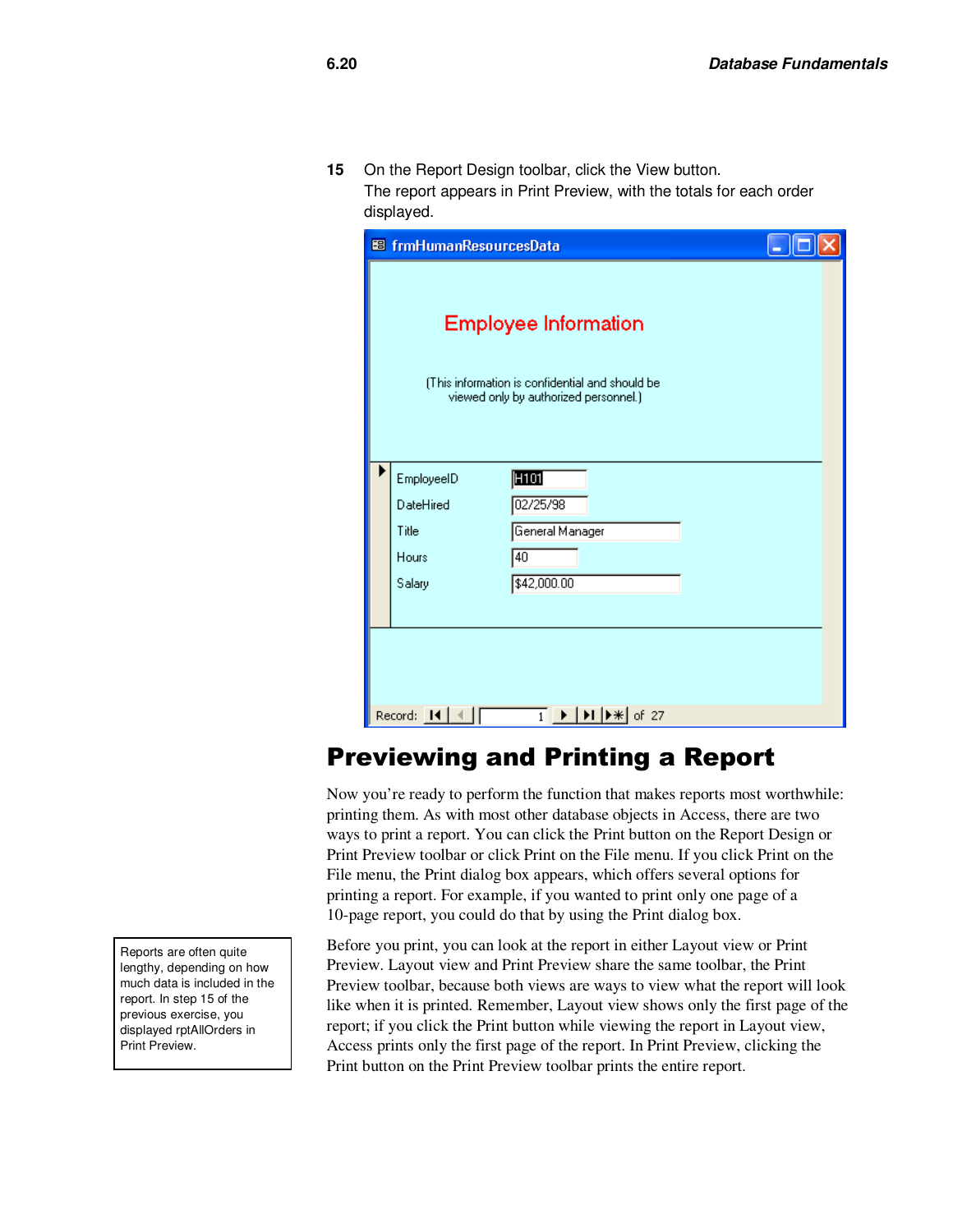**15** On the Report Design toolbar, click the View button.
The report appears in Print Preview, with the totals for each order displayed.

## Previewing and Printing a Report

Now you're ready to perform the function that makes reports most worthwhile: printing them. As with most other database objects in Access, there are two ways to print a report. You can click the Print button on the Report Design or Print Preview toolbar or click Print on the File menu. If you click Print on the File menu, the Print dialog box appears, which offers several options for printing a report. For example, if you wanted to print only one page of a 10-page report, you could do that by using the Print dialog box.

> Reports are often quite lengthy, depending on how much data is included in the report. In step 15 of the previous exercise, you displayed rptAllOrders in Print Preview.

Before you print, you can look at the report in either Layout view or Print Preview. Layout view and Print Preview share the same toolbar, the Print Preview toolbar, because both views are ways to view what the report will look like when it is printed. Remember, Layout view shows only the first page of the report; if you click the Print button while viewing the report in Layout view, Access prints only the first page of the report. In Print Preview, clicking the Print button on the Print Preview toolbar prints the entire report.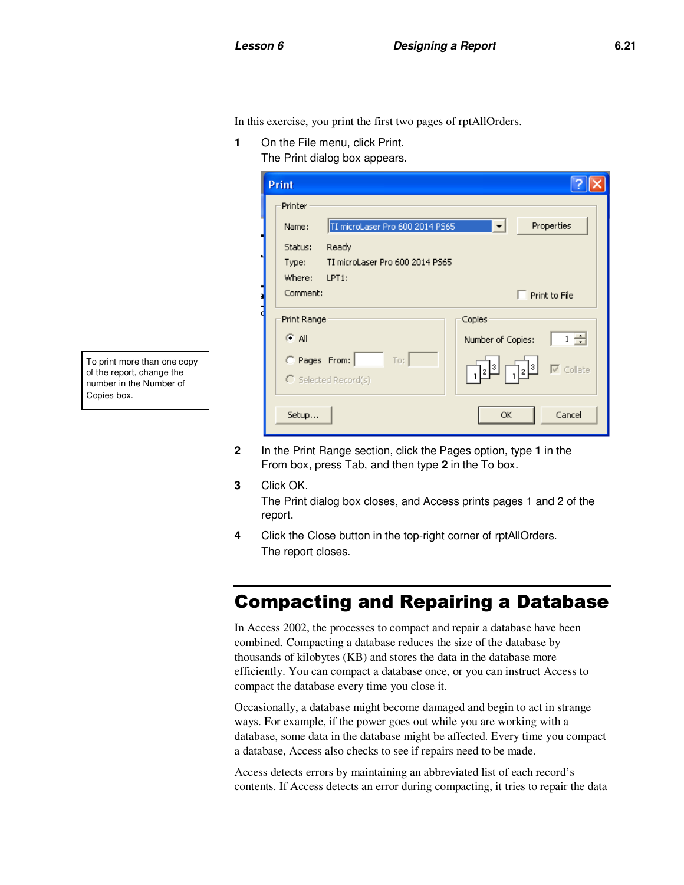In this exercise, you print the first two pages of rptAllOrders.

1. On the File menu, click Print.

   The Print dialog box appears.

> To print more than one copy of the report, change the number in the Number of Copies box.

2. In the Print Range section, click the Pages option, type **1** in the From box, press Tab, and then type **2** in the To box.
3. Click OK.

   The Print dialog box closes, and Access prints pages 1 and 2 of the report.
4. Click the Close button in the top-right corner of rptAllOrders.

   The report closes.

## Compacting and Repairing a Database

In Access 2002, the processes to compact and repair a database have been combined. Compacting a database reduces the size of the database by thousands of kilobytes (KB) and stores the data in the database more efficiently. You can compact a database once, or you can instruct Access to compact the database every time you close it.

Occasionally, a database might become damaged and begin to act in strange ways. For example, if the power goes out while you are working with a database, some data in the database might be affected. Every time you compact a database, Access also checks to see if repairs need to be made.

Access detects errors by maintaining an abbreviated list of each record's contents. If Access detects an error during compacting, it tries to repair the data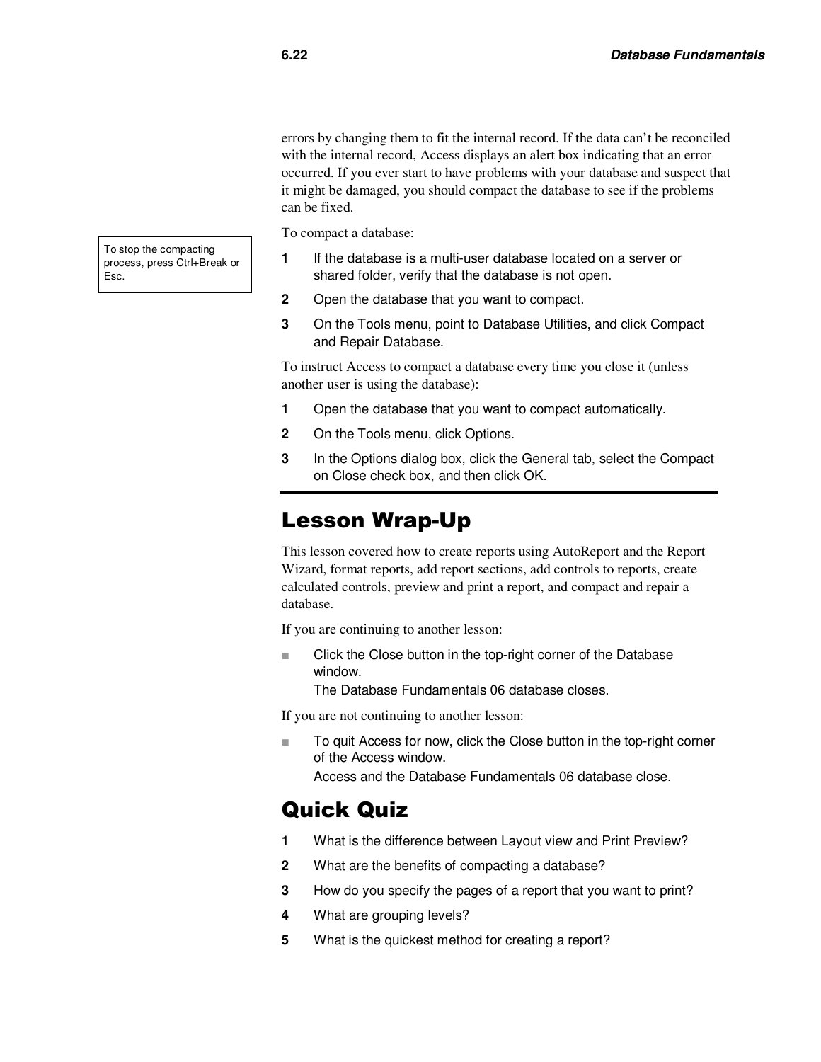errors by changing them to fit the internal record. If the data can't be reconciled with the internal record, Access displays an alert box indicating that an error occurred. If you ever start to have problems with your database and suspect that it might be damaged, you should compact the database to see if the problems can be fixed.

> To stop the compacting process, press Ctrl+Break or Esc.

To compact a database:

1. If the database is a multi-user database located on a server or shared folder, verify that the database is not open.
2. Open the database that you want to compact.
3. On the Tools menu, point to Database Utilities, and click Compact and Repair Database.

To instruct Access to compact a database every time you close it (unless another user is using the database):

1. Open the database that you want to compact automatically.
2. On the Tools menu, click Options.
3. In the Options dialog box, click the General tab, select the Compact on Close check box, and then click OK.

## Lesson Wrap-Up

This lesson covered how to create reports using AutoReport and the Report Wizard, format reports, add report sections, add controls to reports, create calculated controls, preview and print a report, and compact and repair a database.

If you are continuing to another lesson:

- Click the Close button in the top-right corner of the Database window.
  The Database Fundamentals 06 database closes.

If you are not continuing to another lesson:

- To quit Access for now, click the Close button in the top-right corner of the Access window.
  Access and the Database Fundamentals 06 database close.

## Quick Quiz

1. What is the difference between Layout view and Print Preview?
2. What are the benefits of compacting a database?
3. How do you specify the pages of a report that you want to print?
4. What are grouping levels?
5. What is the quickest method for creating a report?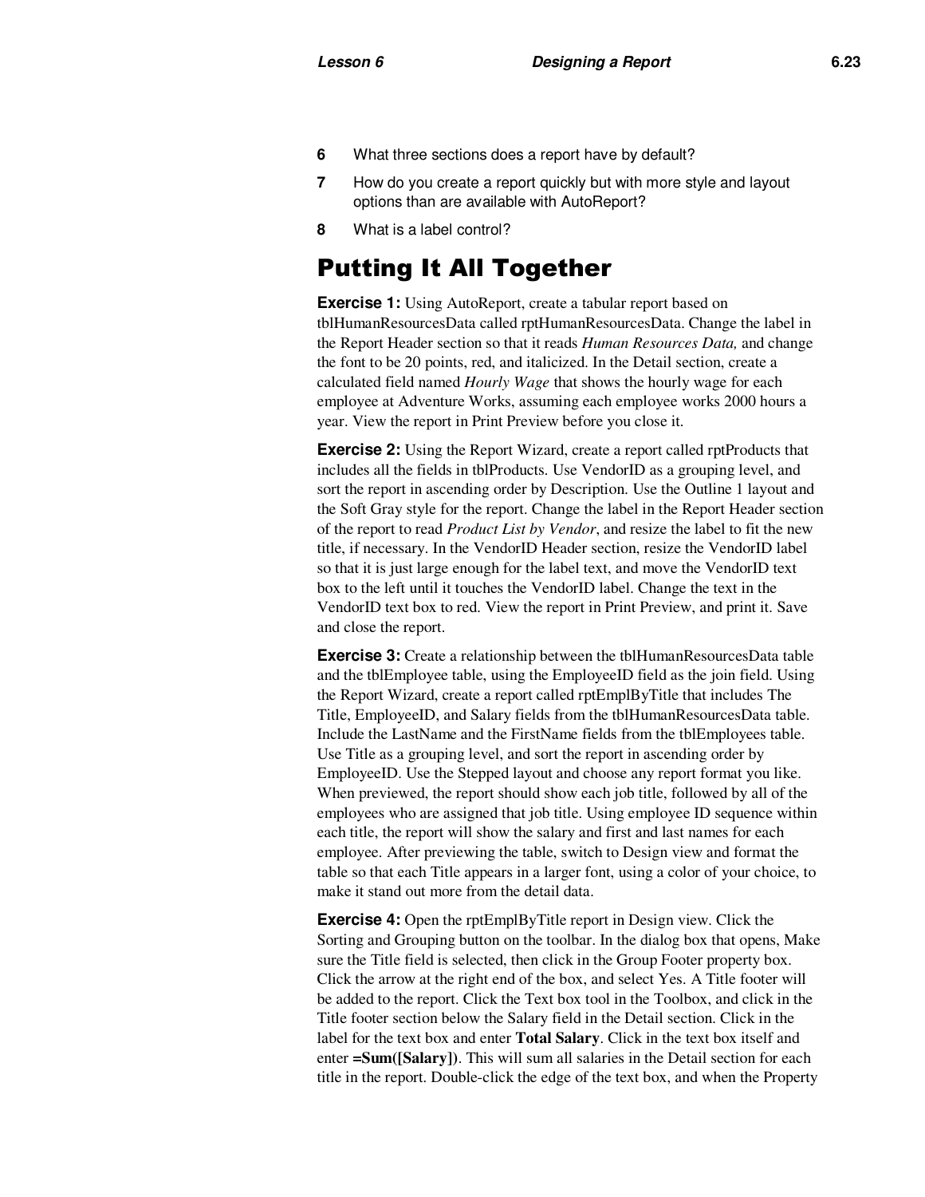6. What three sections does a report have by default?
7. How do you create a report quickly but with more style and layout options than are available with AutoReport?
8. What is a label control?

# Putting It All Together

**Exercise 1:** Using AutoReport, create a tabular report based on tblHumanResourcesData called rptHumanResourcesData. Change the label in the Report Header section so that it reads *Human Resources Data,* and change the font to be 20 points, red, and italicized. In the Detail section, create a calculated field named *Hourly Wage* that shows the hourly wage for each employee at Adventure Works, assuming each employee works 2000 hours a year. View the report in Print Preview before you close it.

**Exercise 2:** Using the Report Wizard, create a report called rptProducts that includes all the fields in tblProducts. Use VendorID as a grouping level, and sort the report in ascending order by Description. Use the Outline 1 layout and the Soft Gray style for the report. Change the label in the Report Header section of the report to read *Product List by Vendor*, and resize the label to fit the new title, if necessary. In the VendorID Header section, resize the VendorID label so that it is just large enough for the label text, and move the VendorID text box to the left until it touches the VendorID label. Change the text in the VendorID text box to red. View the report in Print Preview, and print it. Save and close the report.

**Exercise 3:** Create a relationship between the tblHumanResourcesData table and the tblEmployee table, using the EmployeeID field as the join field. Using the Report Wizard, create a report called rptEmplByTitle that includes The Title, EmployeeID, and Salary fields from the tblHumanResourcesData table. Include the LastName and the FirstName fields from the tblEmployees table. Use Title as a grouping level, and sort the report in ascending order by EmployeeID. Use the Stepped layout and choose any report format you like. When previewed, the report should show each job title, followed by all of the employees who are assigned that job title. Using employee ID sequence within each title, the report will show the salary and first and last names for each employee. After previewing the table, switch to Design view and format the table so that each Title appears in a larger font, using a color of your choice, to make it stand out more from the detail data.

**Exercise 4:** Open the rptEmplByTitle report in Design view. Click the Sorting and Grouping button on the toolbar. In the dialog box that opens, Make sure the Title field is selected, then click in the Group Footer property box. Click the arrow at the right end of the box, and select Yes. A Title footer will be added to the report. Click the Text box tool in the Toolbox, and click in the Title footer section below the Salary field in the Detail section. Click in the label for the text box and enter **Total Salary**. Click in the text box itself and enter **=Sum([Salary])**. This will sum all salaries in the Detail section for each title in the report. Double-click the edge of the text box, and when the Property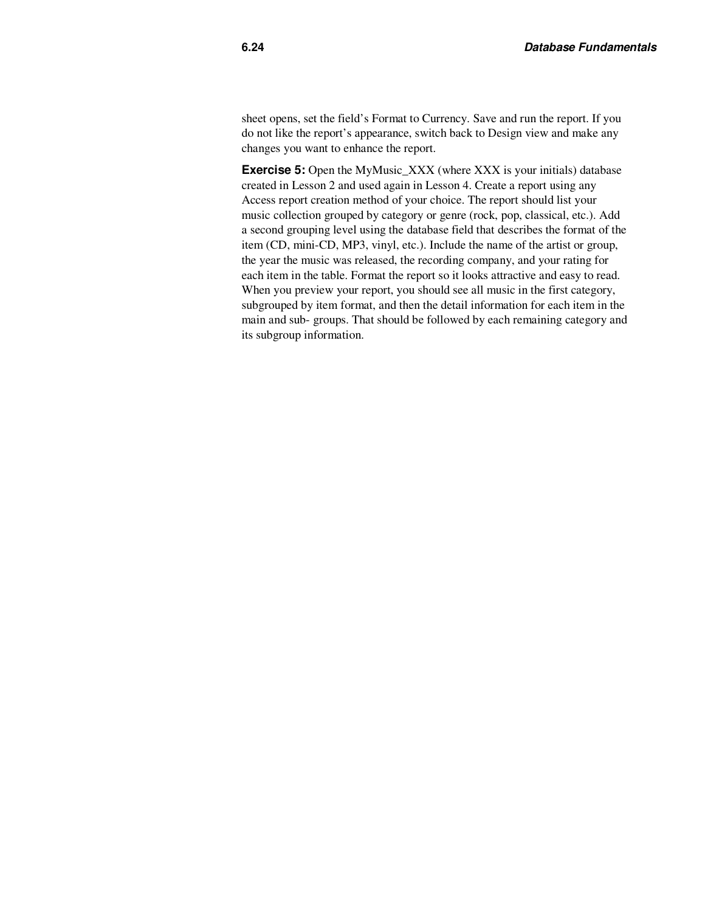sheet opens, set the field's Format to Currency. Save and run the report. If you do not like the report's appearance, switch back to Design view and make any changes you want to enhance the report.

**Exercise 5:** Open the MyMusic_XXX (where XXX is your initials) database created in Lesson 2 and used again in Lesson 4. Create a report using any Access report creation method of your choice. The report should list your music collection grouped by category or genre (rock, pop, classical, etc.). Add a second grouping level using the database field that describes the format of the item (CD, mini-CD, MP3, vinyl, etc.). Include the name of the artist or group, the year the music was released, the recording company, and your rating for each item in the table. Format the report so it looks attractive and easy to read. When you preview your report, you should see all music in the first category, subgrouped by item format, and then the detail information for each item in the main and sub- groups. That should be followed by each remaining category and its subgroup information.